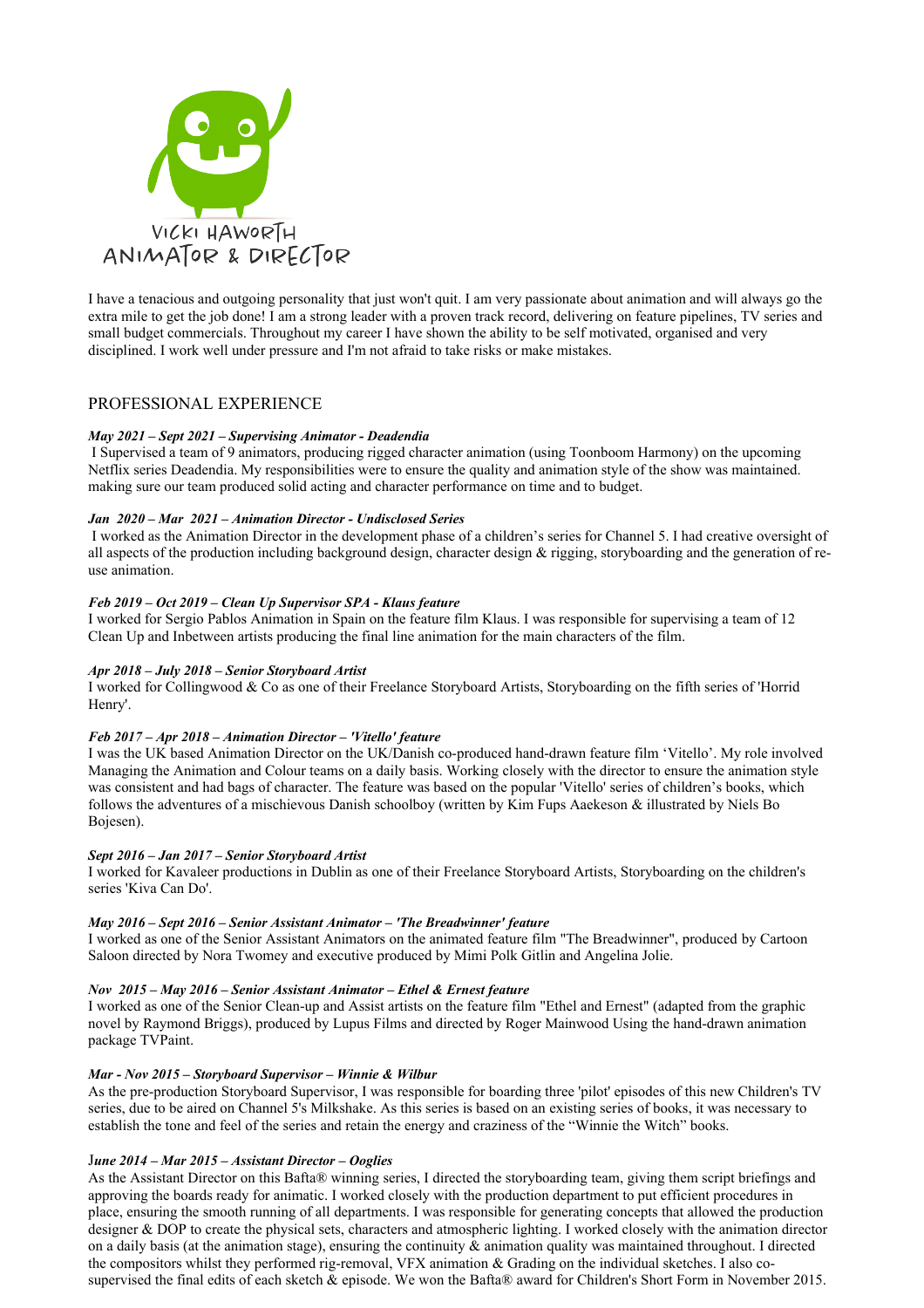# VICKI HAWORTH
## ANIMATOR & DIRECTOR

I have a tenacious and outgoing personality that just won't quit. I am very passionate about animation and will always go the extra mile to get the job done! I am a strong leader with a proven track record, delivering on feature pipelines, TV series and small budget commercials. Throughout my career I have shown the ability to be self motivated, organised and very disciplined. I work well under pressure and I'm not afraid to take risks or make mistakes.

## PROFESSIONAL EXPERIENCE

***May 2021 – Sept 2021 – Supervising Animator - Deadendia***

I Supervised a team of 9 animators, producing rigged character animation (using Toonboom Harmony) on the upcoming Netflix series Deadendia. My responsibilities were to ensure the quality and animation style of the show was maintained. making sure our team produced solid acting and character performance on time and to budget.

***Jan 2020 – Mar 2021 – Animation Director - Undisclosed Series***

I worked as the Animation Director in the development phase of a children's series for Channel 5. I had creative oversight of all aspects of the production including background design, character design & rigging, storyboarding and the generation of re-use animation.

***Feb 2019 – Oct 2019 – Clean Up Supervisor SPA - Klaus feature***

I worked for Sergio Pablos Animation in Spain on the feature film Klaus. I was responsible for supervising a team of 12 Clean Up and Inbetween artists producing the final line animation for the main characters of the film.

***Apr 2018 – July 2018 – Senior Storyboard Artist***

I worked for Collingwood & Co as one of their Freelance Storyboard Artists, Storyboarding on the fifth series of 'Horrid Henry'.

***Feb 2017 – Apr 2018 – Animation Director – 'Vitello' feature***

I was the UK based Animation Director on the UK/Danish co-produced hand-drawn feature film 'Vitello'. My role involved Managing the Animation and Colour teams on a daily basis. Working closely with the director to ensure the animation style was consistent and had bags of character. The feature was based on the popular 'Vitello' series of children's books, which follows the adventures of a mischievous Danish schoolboy (written by Kim Fups Aaekeson & illustrated by Niels Bo Bojesen).

***Sept 2016 – Jan 2017 – Senior Storyboard Artist***

I worked for Kavaleer productions in Dublin as one of their Freelance Storyboard Artists, Storyboarding on the children's series 'Kiva Can Do'.

***May 2016 – Sept 2016 – Senior Assistant Animator – 'The Breadwinner' feature***

I worked as one of the Senior Assistant Animators on the animated feature film "The Breadwinner", produced by Cartoon Saloon directed by Nora Twomey and executive produced by Mimi Polk Gitlin and Angelina Jolie.

***Nov 2015 – May 2016 – Senior Assistant Animator – Ethel & Ernest feature***

I worked as one of the Senior Clean-up and Assist artists on the feature film "Ethel and Ernest" (adapted from the graphic novel by Raymond Briggs), produced by Lupus Films and directed by Roger Mainwood Using the hand-drawn animation package TVPaint.

***Mar - Nov 2015 – Storyboard Supervisor – Winnie & Wilbur***

As the pre-production Storyboard Supervisor, I was responsible for boarding three 'pilot' episodes of this new Children's TV series, due to be aired on Channel 5's Milkshake. As this series is based on an existing series of books, it was necessary to establish the tone and feel of the series and retain the energy and craziness of the "Winnie the Witch" books.

***June 2014 – Mar 2015 – Assistant Director – Ooglies***

As the Assistant Director on this Bafta® winning series, I directed the storyboarding team, giving them script briefings and approving the boards ready for animatic. I worked closely with the production department to put efficient procedures in place, ensuring the smooth running of all departments. I was responsible for generating concepts that allowed the production designer & DOP to create the physical sets, characters and atmospheric lighting. I worked closely with the animation director on a daily basis (at the animation stage), ensuring the continuity & animation quality was maintained throughout. I directed the compositors whilst they performed rig-removal, VFX animation & Grading on the individual sketches. I also co-supervised the final edits of each sketch & episode. We won the Bafta® award for Children's Short Form in November 2015.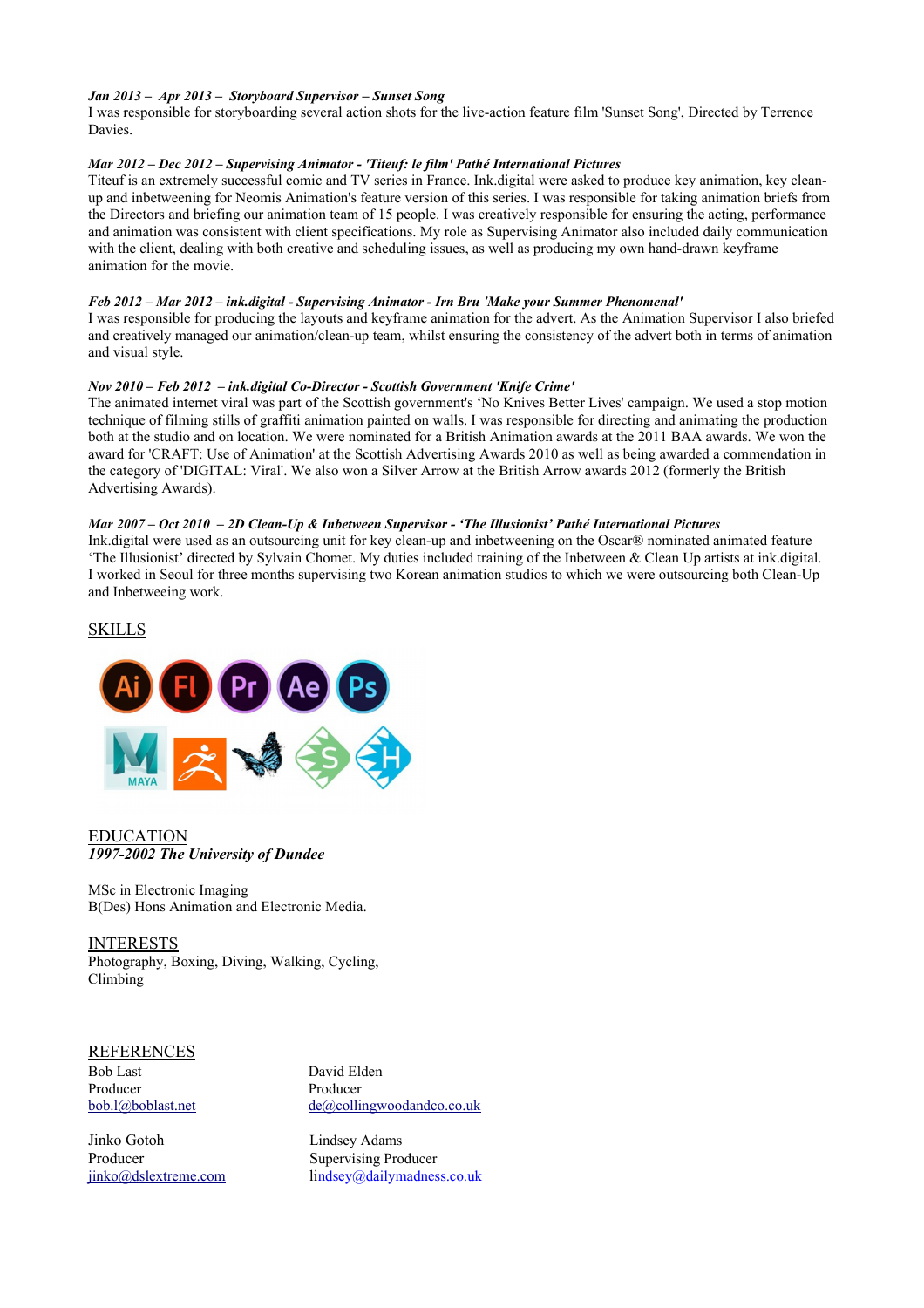***Jan 2013 – Apr 2013 – Storyboard Supervisor – Sunset Song***
I was responsible for storyboarding several action shots for the live-action feature film 'Sunset Song', Directed by Terrence Davies.

***Mar 2012 – Dec 2012 – Supervising Animator - 'Titeuf: le film' Pathé International Pictures***
Titeuf is an extremely successful comic and TV series in France. Ink.digital were asked to produce key animation, key clean-up and inbetweening for Neomis Animation's feature version of this series. I was responsible for taking animation briefs from the Directors and briefing our animation team of 15 people. I was creatively responsible for ensuring the acting, performance and animation was consistent with client specifications. My role as Supervising Animator also included daily communication with the client, dealing with both creative and scheduling issues, as well as producing my own hand-drawn keyframe animation for the movie.

***Feb 2012 – Mar 2012 – ink.digital - Supervising Animator - Irn Bru 'Make your Summer Phenomenal'***
I was responsible for producing the layouts and keyframe animation for the advert. As the Animation Supervisor I also briefed and creatively managed our animation/clean-up team, whilst ensuring the consistency of the advert both in terms of animation and visual style.

***Nov 2010 – Feb 2012 – ink.digital Co-Director - Scottish Government 'Knife Crime'***
The animated internet viral was part of the Scottish government's 'No Knives Better Lives' campaign. We used a stop motion technique of filming stills of graffiti animation painted on walls. I was responsible for directing and animating the production both at the studio and on location. We were nominated for a British Animation awards at the 2011 BAA awards. We won the award for 'CRAFT: Use of Animation' at the Scottish Advertising Awards 2010 as well as being awarded a commendation in the category of 'DIGITAL: Viral'. We also won a Silver Arrow at the British Arrow awards 2012 (formerly the British Advertising Awards).

***Mar 2007 – Oct 2010 – 2D Clean-Up & Inbetween Supervisor - 'The Illusionist' Pathé International Pictures***
Ink.digital were used as an outsourcing unit for key clean-up and inbetweening on the Oscar® nominated animated feature 'The Illusionist' directed by Sylvain Chomet. My duties included training of the Inbetween & Clean Up artists at ink.digital. I worked in Seoul for three months supervising two Korean animation studios to which we were outsourcing both Clean-Up and Inbetweeing work.

## SKILLS

Ai Fl Pr Ae Ps

MAYA

## EDUCATION

***1997-2002 The University of Dundee***

MSc in Electronic Imaging
B(Des) Hons Animation and Electronic Media.

## INTERESTS

Photography, Boxing, Diving, Walking, Cycling, Climbing

## REFERENCES

Bob Last
Producer
bob.l@boblast.net

David Elden
Producer
de@collingwoodandco.co.uk

Jinko Gotoh
Producer
jinko@dslextreme.com

Lindsey Adams
Supervising Producer
lindsey@dailymadness.co.uk